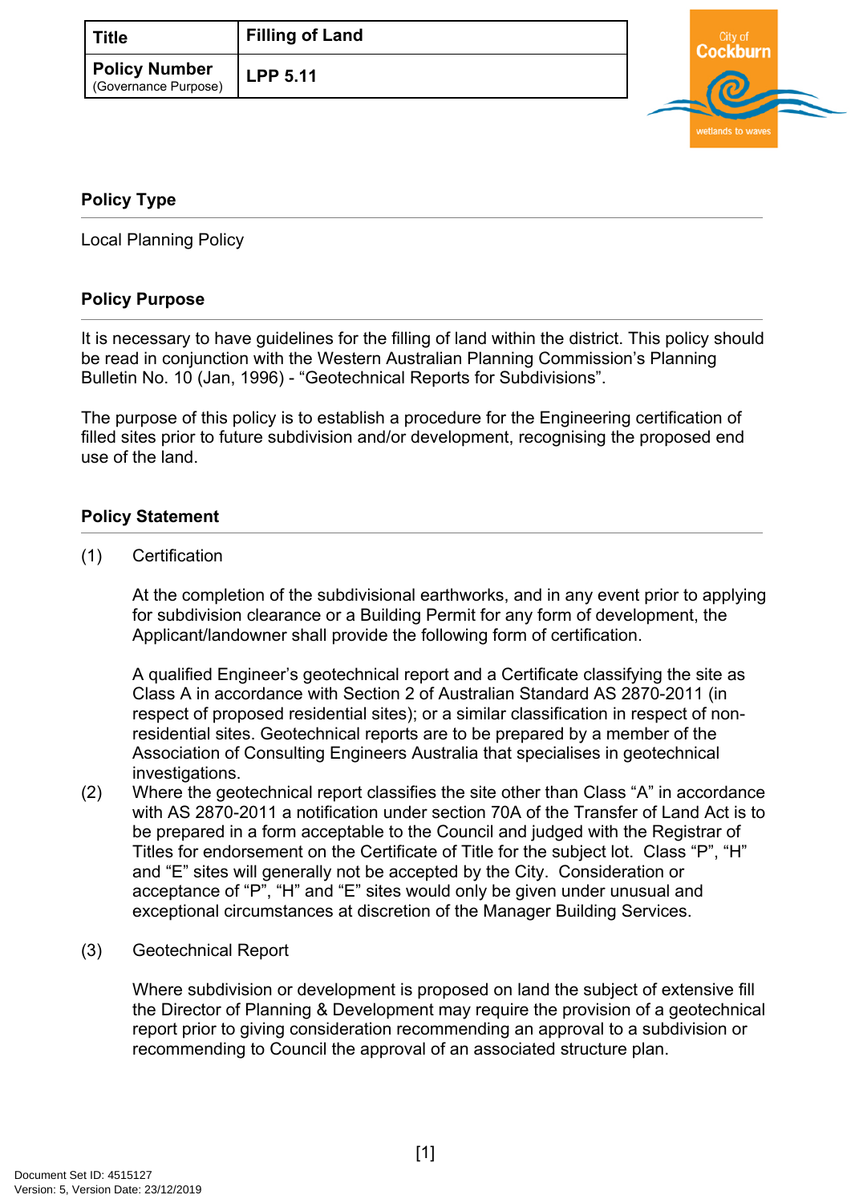| Title | Filling of Land |
| --- | --- |
| Policy Number (Governance Purpose) | LPP 5.11 |

### Policy Type

Local Planning Policy

### Policy Purpose

It is necessary to have guidelines for the filling of land within the district. This policy should be read in conjunction with the Western Australian Planning Commission's Planning Bulletin No. 10 (Jan, 1996) - "Geotechnical Reports for Subdivisions".

The purpose of this policy is to establish a procedure for the Engineering certification of filled sites prior to future subdivision and/or development, recognising the proposed end use of the land.

### Policy Statement

(1) Certification

At the completion of the subdivisional earthworks, and in any event prior to applying for subdivision clearance or a Building Permit for any form of development, the Applicant/landowner shall provide the following form of certification.

A qualified Engineer's geotechnical report and a Certificate classifying the site as Class A in accordance with Section 2 of Australian Standard AS 2870-2011 (in respect of proposed residential sites); or a similar classification in respect of non-residential sites. Geotechnical reports are to be prepared by a member of the Association of Consulting Engineers Australia that specialises in geotechnical investigations.

(2) Where the geotechnical report classifies the site other than Class "A" in accordance with AS 2870-2011 a notification under section 70A of the Transfer of Land Act is to be prepared in a form acceptable to the Council and judged with the Registrar of Titles for endorsement on the Certificate of Title for the subject lot. Class "P", "H" and "E" sites will generally not be accepted by the City. Consideration or acceptance of "P", "H" and "E" sites would only be given under unusual and exceptional circumstances at discretion of the Manager Building Services.

(3) Geotechnical Report

Where subdivision or development is proposed on land the subject of extensive fill the Director of Planning & Development may require the provision of a geotechnical report prior to giving consideration recommending an approval to a subdivision or recommending to Council the approval of an associated structure plan.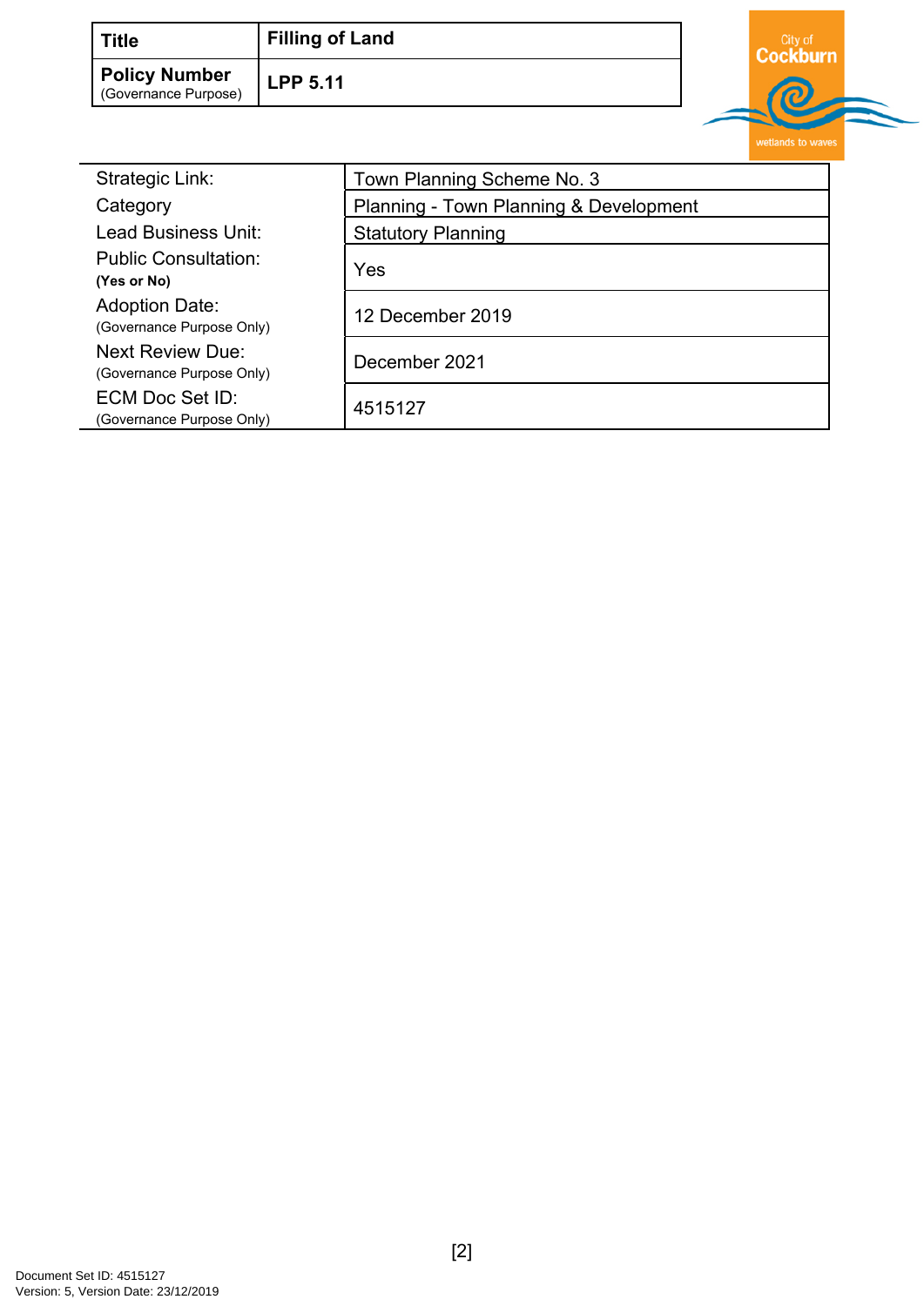| | |
|---|---|
| **Title** | **Filling of Land** |
| **Policy Number** (Governance Purpose) | **LPP 5.11** |

| | |
|---|---|
| Strategic Link: | Town Planning Scheme No. 3 |
| Category | Planning - Town Planning & Development |
| Lead Business Unit: | Statutory Planning |
| Public Consultation: **(Yes or No)** | Yes |
| Adoption Date: (Governance Purpose Only) | 12 December 2019 |
| Next Review Due: (Governance Purpose Only) | December 2021 |
| ECM Doc Set ID: (Governance Purpose Only) | 4515127 |

Document Set ID: 4515127
Version: 5, Version Date: 23/12/2019